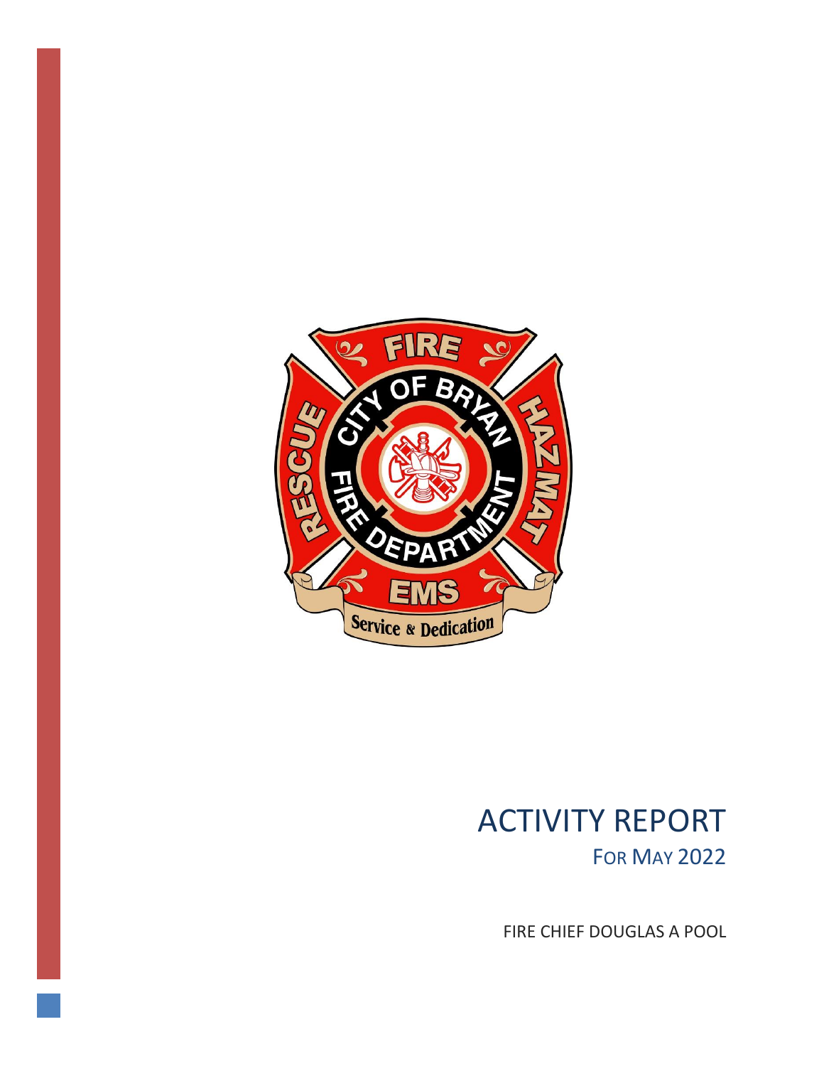# ACTIVITY REPORT

## For May 2022

FIRE CHIEF DOUGLAS A POOL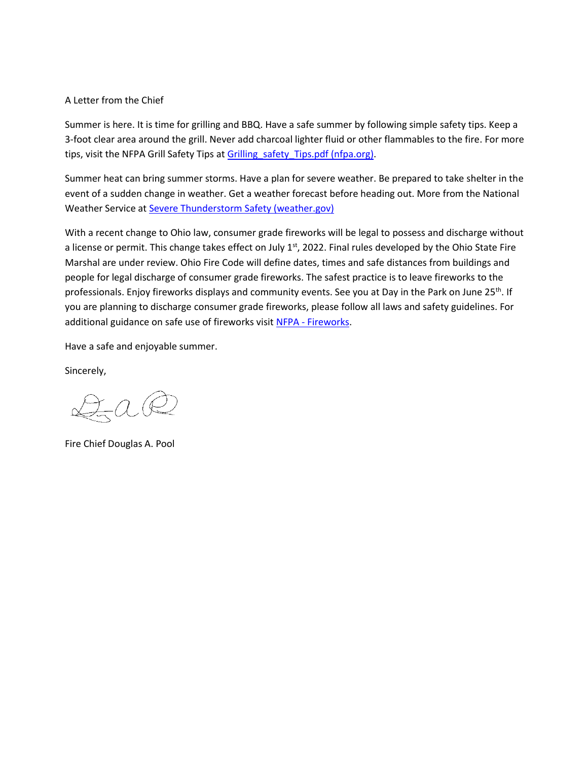A Letter from the Chief

Summer is here. It is time for grilling and BBQ. Have a safe summer by following simple safety tips. Keep a 3-foot clear area around the grill. Never add charcoal lighter fluid or other flammables to the fire. For more tips, visit the NFPA Grill Safety Tips at Grilling_safety_Tips.pdf (nfpa.org).

Summer heat can bring summer storms. Have a plan for severe weather. Be prepared to take shelter in the event of a sudden change in weather. Get a weather forecast before heading out. More from the National Weather Service at Severe Thunderstorm Safety (weather.gov)

With a recent change to Ohio law, consumer grade fireworks will be legal to possess and discharge without a license or permit. This change takes effect on July 1st, 2022. Final rules developed by the Ohio State Fire Marshal are under review. Ohio Fire Code will define dates, times and safe distances from buildings and people for legal discharge of consumer grade fireworks. The safest practice is to leave fireworks to the professionals. Enjoy fireworks displays and community events. See you at Day in the Park on June 25th. If you are planning to discharge consumer grade fireworks, please follow all laws and safety guidelines. For additional guidance on safe use of fireworks visit NFPA - Fireworks.

Have a safe and enjoyable summer.

Sincerely,

Fire Chief Douglas A. Pool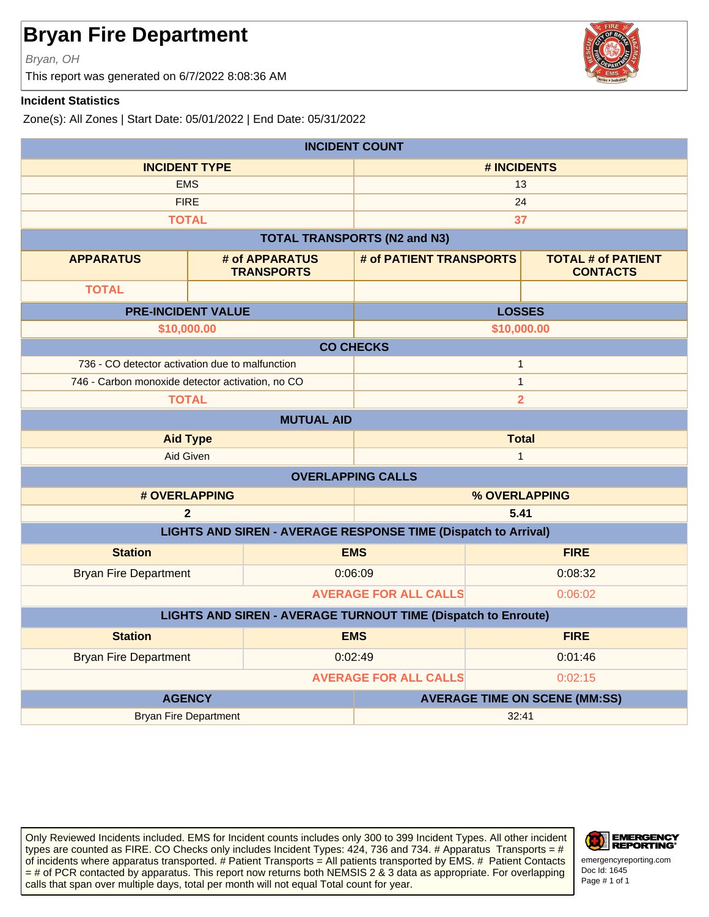# Bryan Fire Department

*Bryan, OH*

This report was generated on 6/7/2022 8:08:36 AM

**Incident Statistics**

Zone(s): All Zones | Start Date: 05/01/2022 | End Date: 05/31/2022

| INCIDENT COUNT | |
|---|---|
| **INCIDENT TYPE** | **# INCIDENTS** |
| EMS | 13 |
| FIRE | 24 |
| **TOTAL** | **37** |

| TOTAL TRANSPORTS (N2 and N3) | | | |
|---|---|---|---|
| **APPARATUS** | **# of APPARATUS TRANSPORTS** | **# of PATIENT TRANSPORTS** | **TOTAL # of PATIENT CONTACTS** |
| **TOTAL** | | | |

| PRE-INCIDENT VALUE | LOSSES |
|---|---|
| **$10,000.00** | **$10,000.00** |

| CO CHECKS | |
|---|---|
| 736 - CO detector activation due to malfunction | 1 |
| 746 - Carbon monoxide detector activation, no CO | 1 |
| **TOTAL** | **2** |

| MUTUAL AID | |
|---|---|
| **Aid Type** | **Total** |
| Aid Given | 1 |

| OVERLAPPING CALLS | |
|---|---|
| **# OVERLAPPING** | **% OVERLAPPING** |
| **2** | **5.41** |

| LIGHTS AND SIREN - AVERAGE RESPONSE TIME (Dispatch to Arrival) | | |
|---|---|---|
| **Station** | **EMS** | **FIRE** |
| Bryan Fire Department | 0:06:09 | 0:08:32 |
| | **AVERAGE FOR ALL CALLS** | 0:06:02 |

| LIGHTS AND SIREN - AVERAGE TURNOUT TIME (Dispatch to Enroute) | | |
|---|---|---|
| **Station** | **EMS** | **FIRE** |
| Bryan Fire Department | 0:02:49 | 0:01:46 |
| | **AVERAGE FOR ALL CALLS** | 0:02:15 |

| AGENCY | AVERAGE TIME ON SCENE (MM:SS) |
|---|---|
| Bryan Fire Department | 32:41 |

Only Reviewed Incidents included. EMS for Incident counts includes only 300 to 399 Incident Types. All other incident types are counted as FIRE. CO Checks only includes Incident Types: 424, 736 and 734. # Apparatus Transports = # of incidents where apparatus transported. # Patient Transports = All patients transported by EMS. # Patient Contacts = # of PCR contacted by apparatus. This report now returns both NEMSIS 2 & 3 data as appropriate. For overlapping calls that span over multiple days, total per month will not equal Total count for year.

emergencyreporting.com
Doc Id: 1645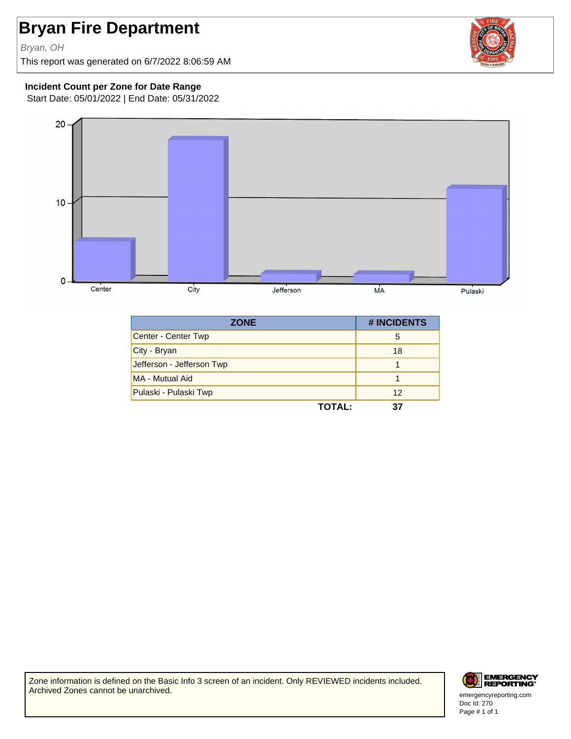# Bryan Fire Department

*Bryan, OH*

This report was generated on 6/7/2022 8:06:59 AM

**Incident Count per Zone for Date Range**

Start Date: 05/01/2022 | End Date: 05/31/2022

| ZONE | # INCIDENTS |
|---|---|
| Center - Center Twp | 5 |
| City - Bryan | 18 |
| Jefferson - Jefferson Twp | 1 |
| MA - Mutual Aid | 1 |
| Pulaski - Pulaski Twp | 12 |
| **TOTAL:** | **37** |

Zone information is defined on the Basic Info 3 screen of an incident. Only REVIEWED incidents included. Archived Zones cannot be unarchived.

emergencyreporting.com
Doc Id: 270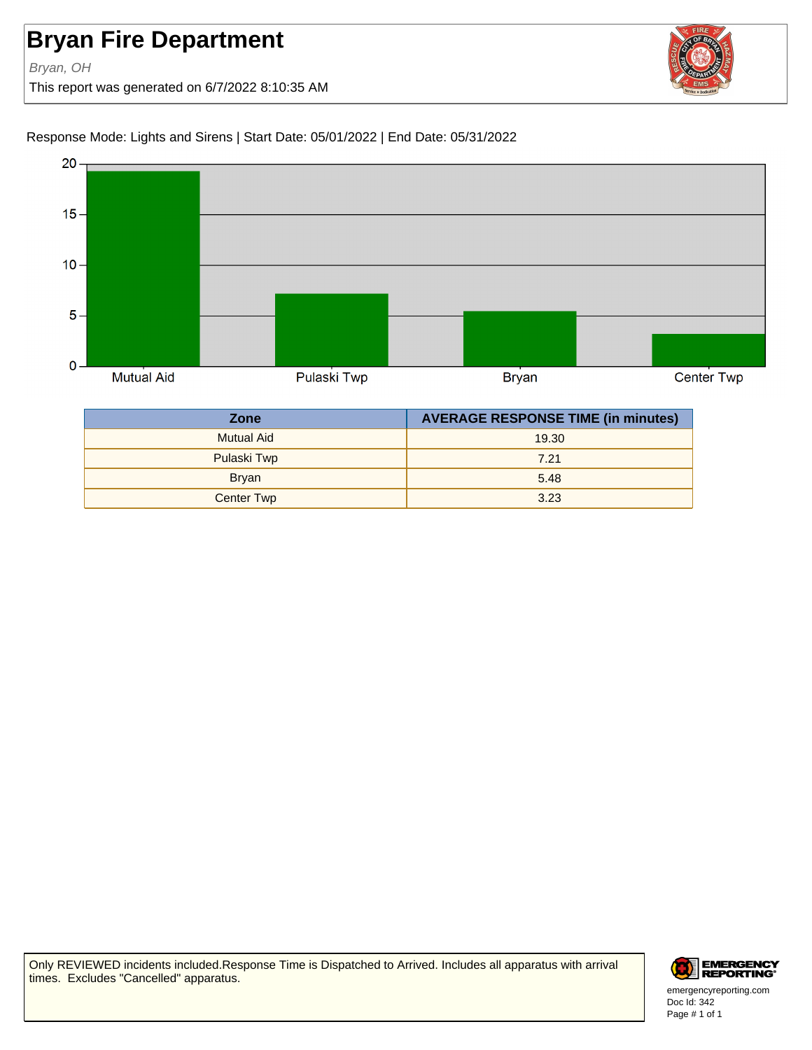# Bryan Fire Department

*Bryan, OH*

This report was generated on 6/7/2022 8:10:35 AM

Response Mode: Lights and Sirens | Start Date: 05/01/2022 | End Date: 05/31/2022

| Zone | AVERAGE RESPONSE TIME (in minutes) |
|---|---|
| Mutual Aid | 19.30 |
| Pulaski Twp | 7.21 |
| Bryan | 5.48 |
| Center Twp | 3.23 |

Only REVIEWED incidents included.Response Time is Dispatched to Arrived. Includes all apparatus with arrival times. Excludes "Cancelled" apparatus.

emergencyreporting.com
Doc Id: 342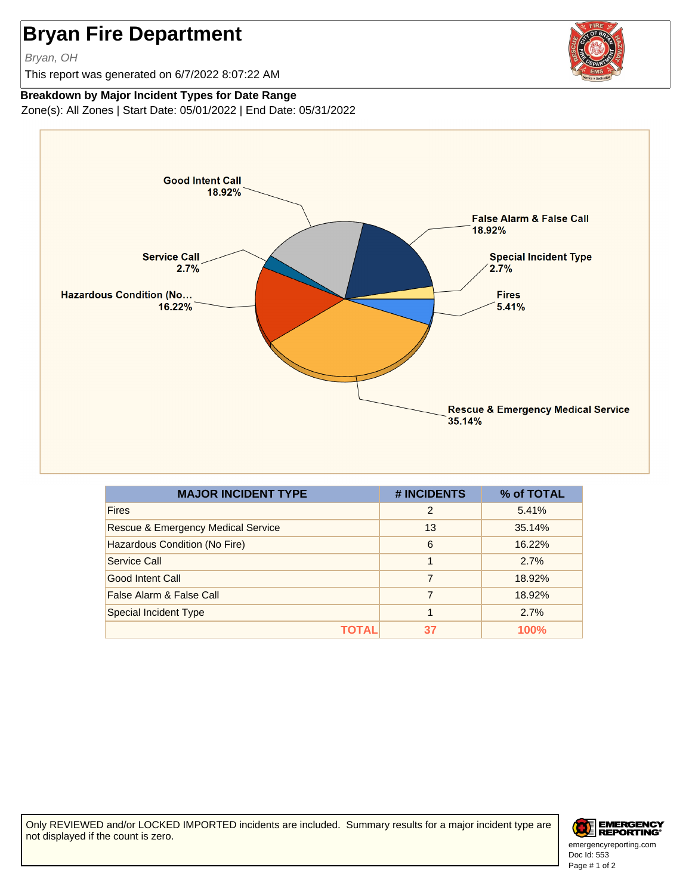# Bryan Fire Department

*Bryan, OH*

This report was generated on 6/7/2022 8:07:22 AM

**Breakdown by Major Incident Types for Date Range**

Zone(s): All Zones | Start Date: 05/01/2022 | End Date: 05/31/2022

| MAJOR INCIDENT TYPE | # INCIDENTS | % of TOTAL |
|---|---|---|
| Fires | 2 | 5.41% |
| Rescue & Emergency Medical Service | 13 | 35.14% |
| Hazardous Condition (No Fire) | 6 | 16.22% |
| Service Call | 1 | 2.7% |
| Good Intent Call | 7 | 18.92% |
| False Alarm & False Call | 7 | 18.92% |
| Special Incident Type | 1 | 2.7% |
| **TOTAL** | **37** | **100%** |

Only REVIEWED and/or LOCKED IMPORTED incidents are included. Summary results for a major incident type are not displayed if the count is zero.

emergencyreporting.com
Doc Id: 553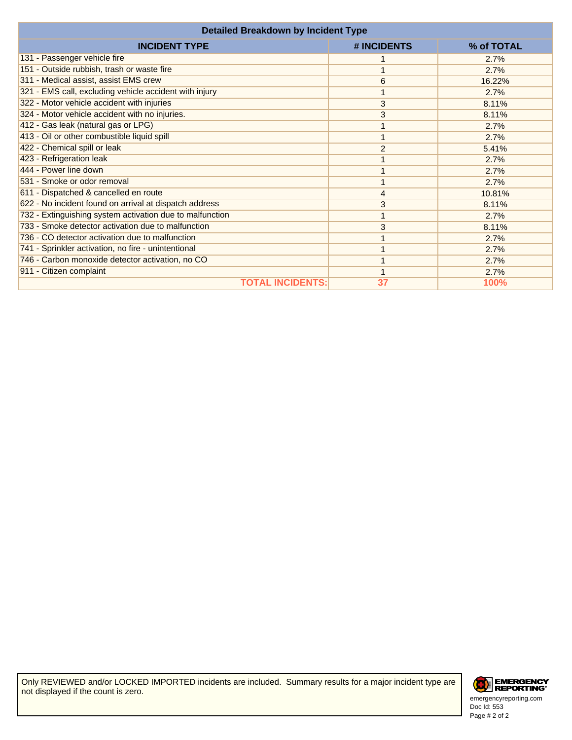| Detailed Breakdown by Incident Type | | |
|---|---|---|
| **INCIDENT TYPE** | **# INCIDENTS** | **% of TOTAL** |
| 131 - Passenger vehicle fire | 1 | 2.7% |
| 151 - Outside rubbish, trash or waste fire | 1 | 2.7% |
| 311 - Medical assist, assist EMS crew | 6 | 16.22% |
| 321 - EMS call, excluding vehicle accident with injury | 1 | 2.7% |
| 322 - Motor vehicle accident with injuries | 3 | 8.11% |
| 324 - Motor vehicle accident with no injuries. | 3 | 8.11% |
| 412 - Gas leak (natural gas or LPG) | 1 | 2.7% |
| 413 - Oil or other combustible liquid spill | 1 | 2.7% |
| 422 - Chemical spill or leak | 2 | 5.41% |
| 423 - Refrigeration leak | 1 | 2.7% |
| 444 - Power line down | 1 | 2.7% |
| 531 - Smoke or odor removal | 1 | 2.7% |
| 611 - Dispatched & cancelled en route | 4 | 10.81% |
| 622 - No incident found on arrival at dispatch address | 3 | 8.11% |
| 732 - Extinguishing system activation due to malfunction | 1 | 2.7% |
| 733 - Smoke detector activation due to malfunction | 3 | 8.11% |
| 736 - CO detector activation due to malfunction | 1 | 2.7% |
| 741 - Sprinkler activation, no fire - unintentional | 1 | 2.7% |
| 746 - Carbon monoxide detector activation, no CO | 1 | 2.7% |
| 911 - Citizen complaint | 1 | 2.7% |
| **TOTAL INCIDENTS:** | **37** | **100%** |

Only REVIEWED and/or LOCKED IMPORTED incidents are included. Summary results for a major incident type are not displayed if the count is zero.

EMERGENCY REPORTING
emergencyreporting.com
Doc Id: 553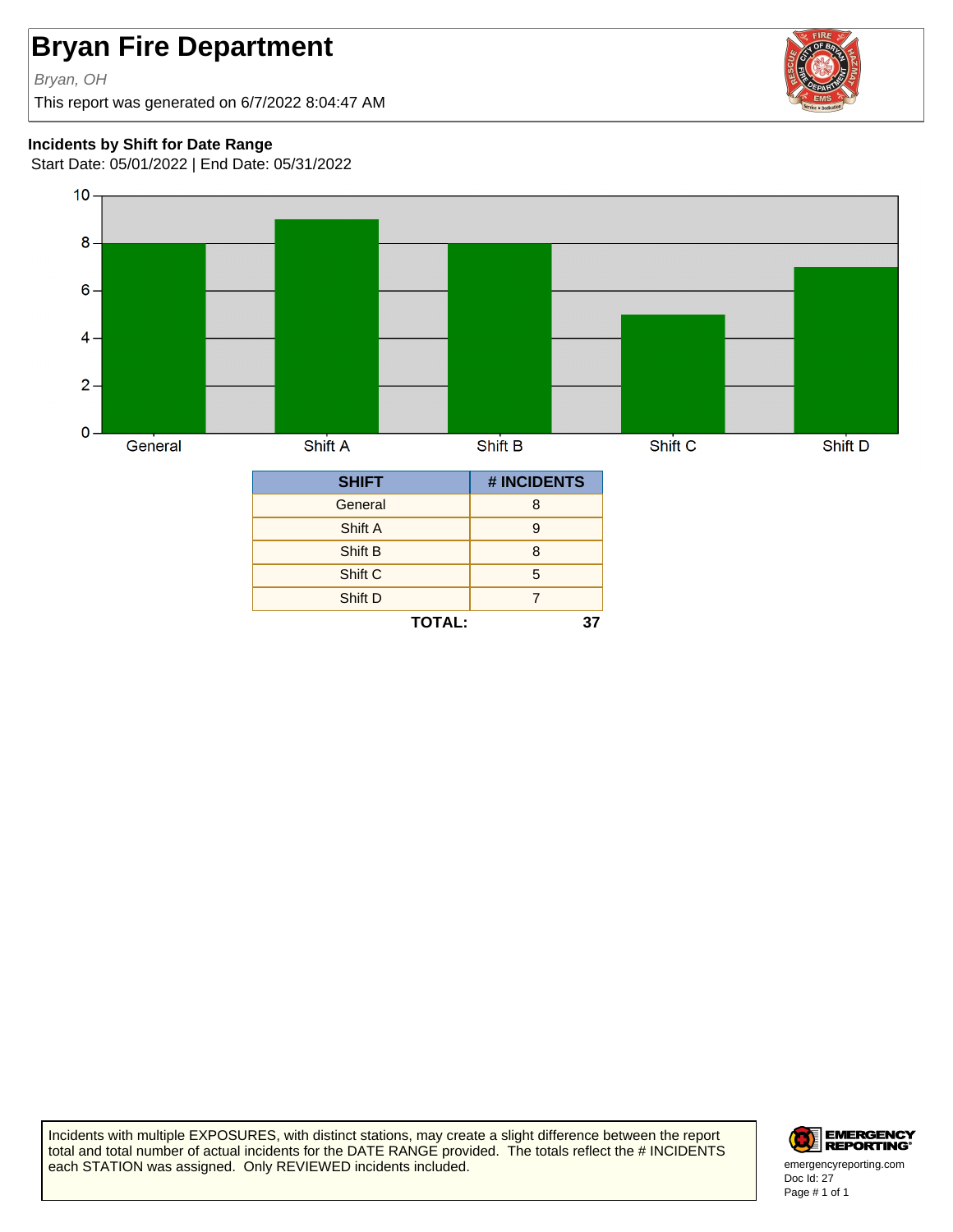# Bryan Fire Department

*Bryan, OH*

This report was generated on 6/7/2022 8:04:47 AM

**Incidents by Shift for Date Range**

Start Date: 05/01/2022 | End Date: 05/31/2022

| SHIFT | # INCIDENTS |
|---|---|
| General | 8 |
| Shift A | 9 |
| Shift B | 8 |
| Shift C | 5 |
| Shift D | 7 |
| **TOTAL:** | **37** |

Incidents with multiple EXPOSURES, with distinct stations, may create a slight difference between the report total and total number of actual incidents for the DATE RANGE provided. The totals reflect the # INCIDENTS each STATION was assigned. Only REVIEWED incidents included.

emergencyreporting.com
Doc Id: 27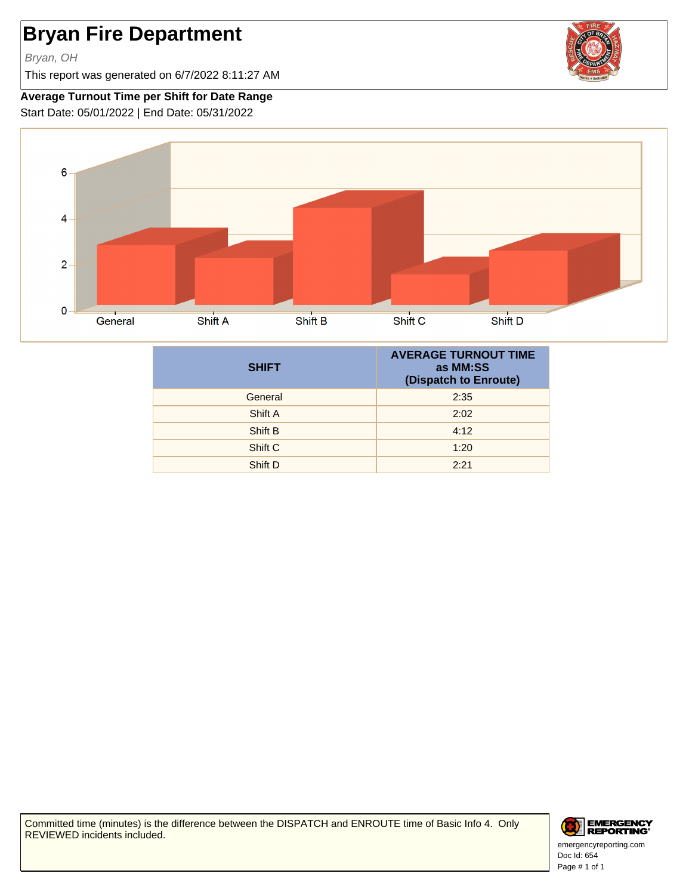# Bryan Fire Department

*Bryan, OH*

This report was generated on 6/7/2022 8:11:27 AM

**Average Turnout Time per Shift for Date Range**

Start Date: 05/01/2022 | End Date: 05/31/2022

| SHIFT | AVERAGE TURNOUT TIME as MM:SS (Dispatch to Enroute) |
|---|---|
| General | 2:35 |
| Shift A | 2:02 |
| Shift B | 4:12 |
| Shift C | 1:20 |
| Shift D | 2:21 |

Committed time (minutes) is the difference between the DISPATCH and ENROUTE time of Basic Info 4. Only REVIEWED incidents included.

emergencyreporting.com
Doc Id: 654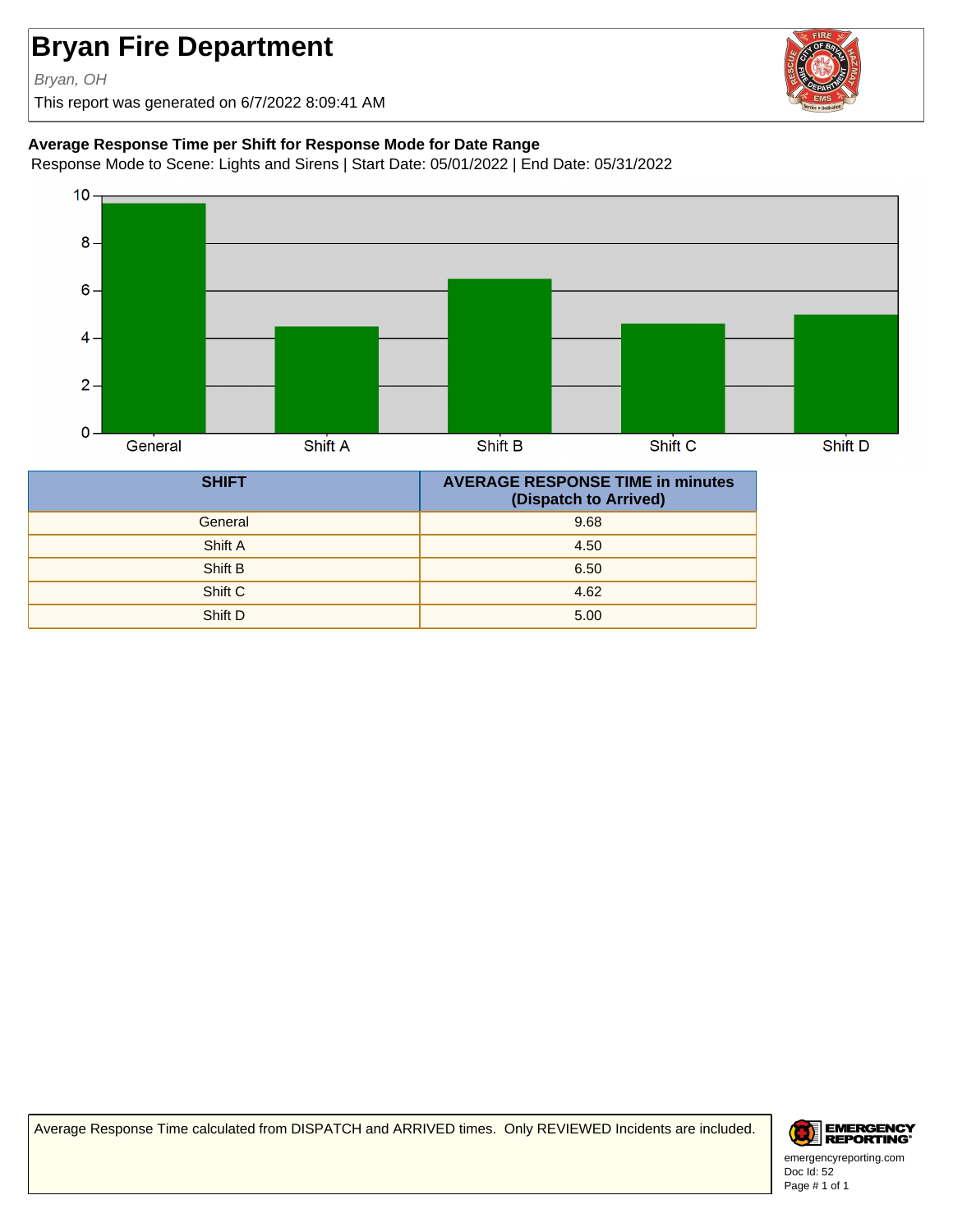# Bryan Fire Department

*Bryan, OH*

This report was generated on 6/7/2022 8:09:41 AM

### Average Response Time per Shift for Response Mode for Date Range

Response Mode to Scene: Lights and Sirens | Start Date: 05/01/2022 | End Date: 05/31/2022

| SHIFT | AVERAGE RESPONSE TIME in minutes (Dispatch to Arrived) |
|---|---|
| General | 9.68 |
| Shift A | 4.50 |
| Shift B | 6.50 |
| Shift C | 4.62 |
| Shift D | 5.00 |

Average Response Time calculated from DISPATCH and ARRIVED times. Only REVIEWED Incidents are included.

emergencyreporting.com
Doc Id: 52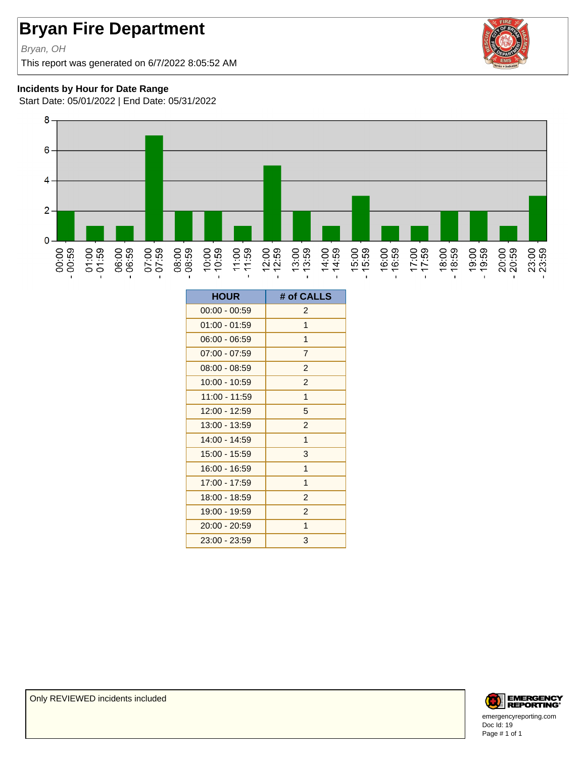# Bryan Fire Department

*Bryan, OH*

This report was generated on 6/7/2022 8:05:52 AM

**Incidents by Hour for Date Range**

Start Date: 05/01/2022 | End Date: 05/31/2022

| HOUR | # of CALLS |
|---|---|
| 00:00 - 00:59 | 2 |
| 01:00 - 01:59 | 1 |
| 06:00 - 06:59 | 1 |
| 07:00 - 07:59 | 7 |
| 08:00 - 08:59 | 2 |
| 10:00 - 10:59 | 2 |
| 11:00 - 11:59 | 1 |
| 12:00 - 12:59 | 5 |
| 13:00 - 13:59 | 2 |
| 14:00 - 14:59 | 1 |
| 15:00 - 15:59 | 3 |
| 16:00 - 16:59 | 1 |
| 17:00 - 17:59 | 1 |
| 18:00 - 18:59 | 2 |
| 19:00 - 19:59 | 2 |
| 20:00 - 20:59 | 1 |
| 23:00 - 23:59 | 3 |

Only REVIEWED incidents included

emergencyreporting.com
Doc Id: 19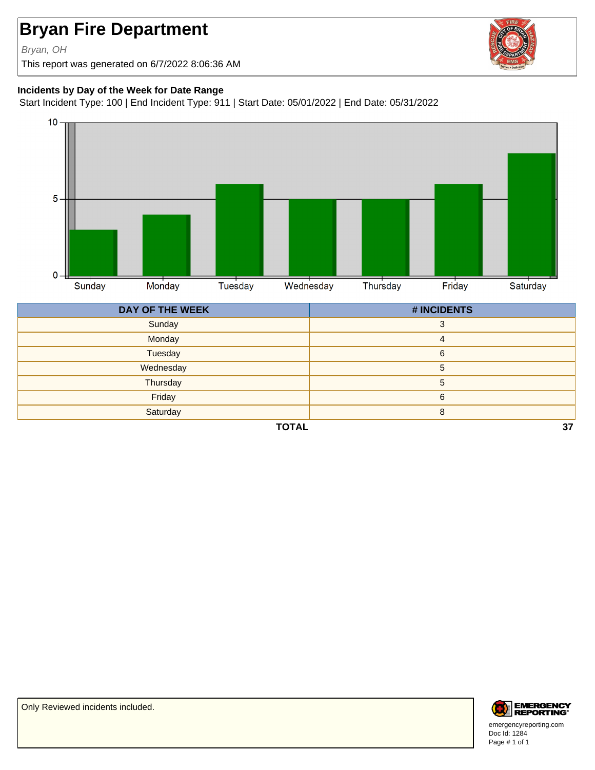# Bryan Fire Department

*Bryan, OH*

This report was generated on 6/7/2022 8:06:36 AM

**Incidents by Day of the Week for Date Range**

Start Incident Type: 100 | End Incident Type: 911 | Start Date: 05/01/2022 | End Date: 05/31/2022

| DAY OF THE WEEK | # INCIDENTS |
|---|---|
| Sunday | 3 |
| Monday | 4 |
| Tuesday | 6 |
| Wednesday | 5 |
| Thursday | 5 |
| Friday | 6 |
| Saturday | 8 |
| **TOTAL** | **37** |

Only Reviewed incidents included.

emergencyreporting.com
Doc Id: 1284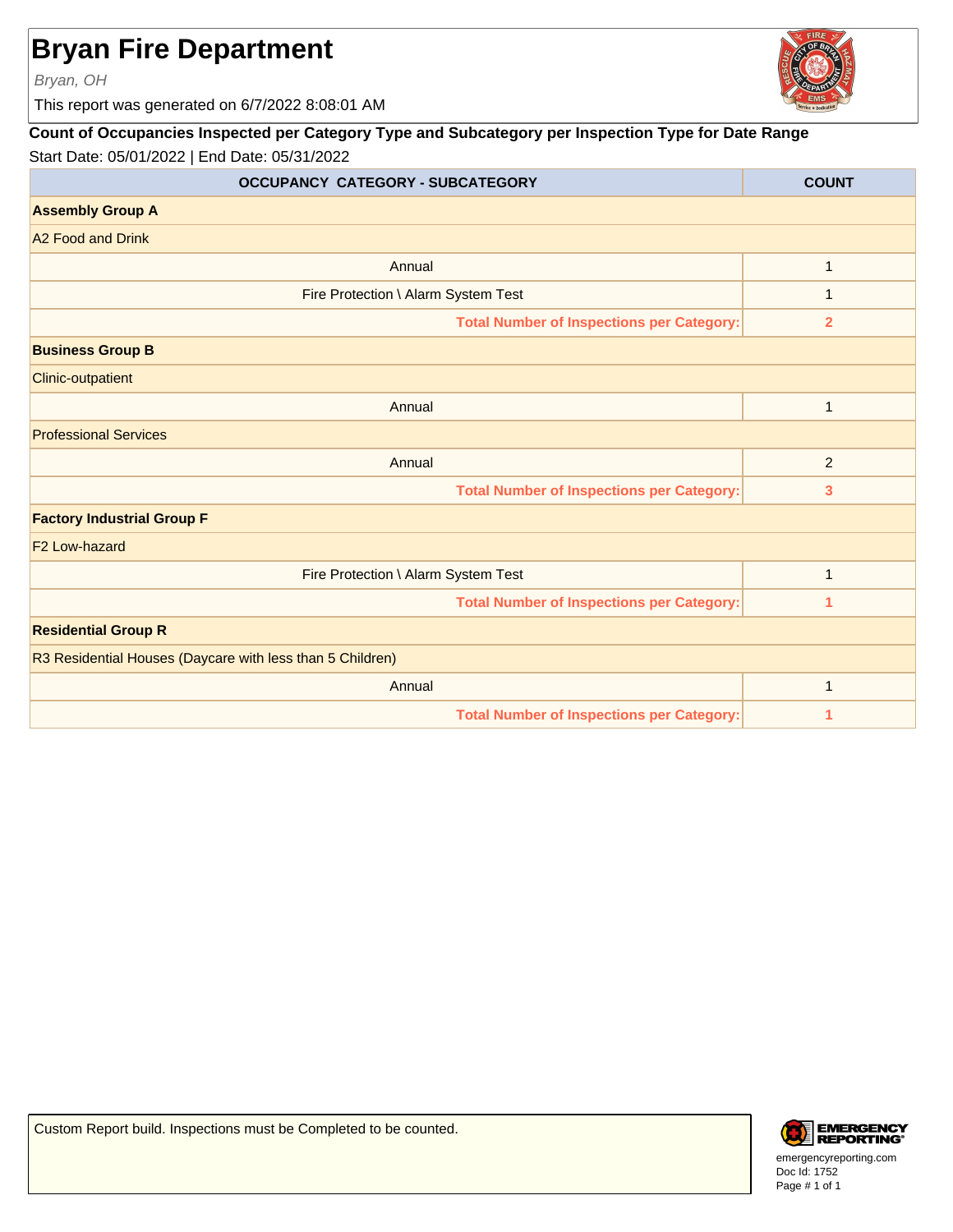# Bryan Fire Department

*Bryan, OH*

This report was generated on 6/7/2022 8:08:01 AM

**Count of Occupancies Inspected per Category Type and Subcategory per Inspection Type for Date Range**

Start Date: 05/01/2022 | End Date: 05/31/2022

| OCCUPANCY CATEGORY - SUBCATEGORY | COUNT |
|---|---|
| **Assembly Group A** | |
| A2 Food and Drink | |
| Annual | 1 |
| Fire Protection \ Alarm System Test | 1 |
| **Total Number of Inspections per Category:** | **2** |
| **Business Group B** | |
| Clinic-outpatient | |
| Annual | 1 |
| Professional Services | |
| Annual | 2 |
| **Total Number of Inspections per Category:** | **3** |
| **Factory Industrial Group F** | |
| F2 Low-hazard | |
| Fire Protection \ Alarm System Test | 1 |
| **Total Number of Inspections per Category:** | **1** |
| **Residential Group R** | |
| R3 Residential Houses (Daycare with less than 5 Children) | |
| Annual | 1 |
| **Total Number of Inspections per Category:** | **1** |

Custom Report build. Inspections must be Completed to be counted.

emergencyreporting.com
Doc Id: 1752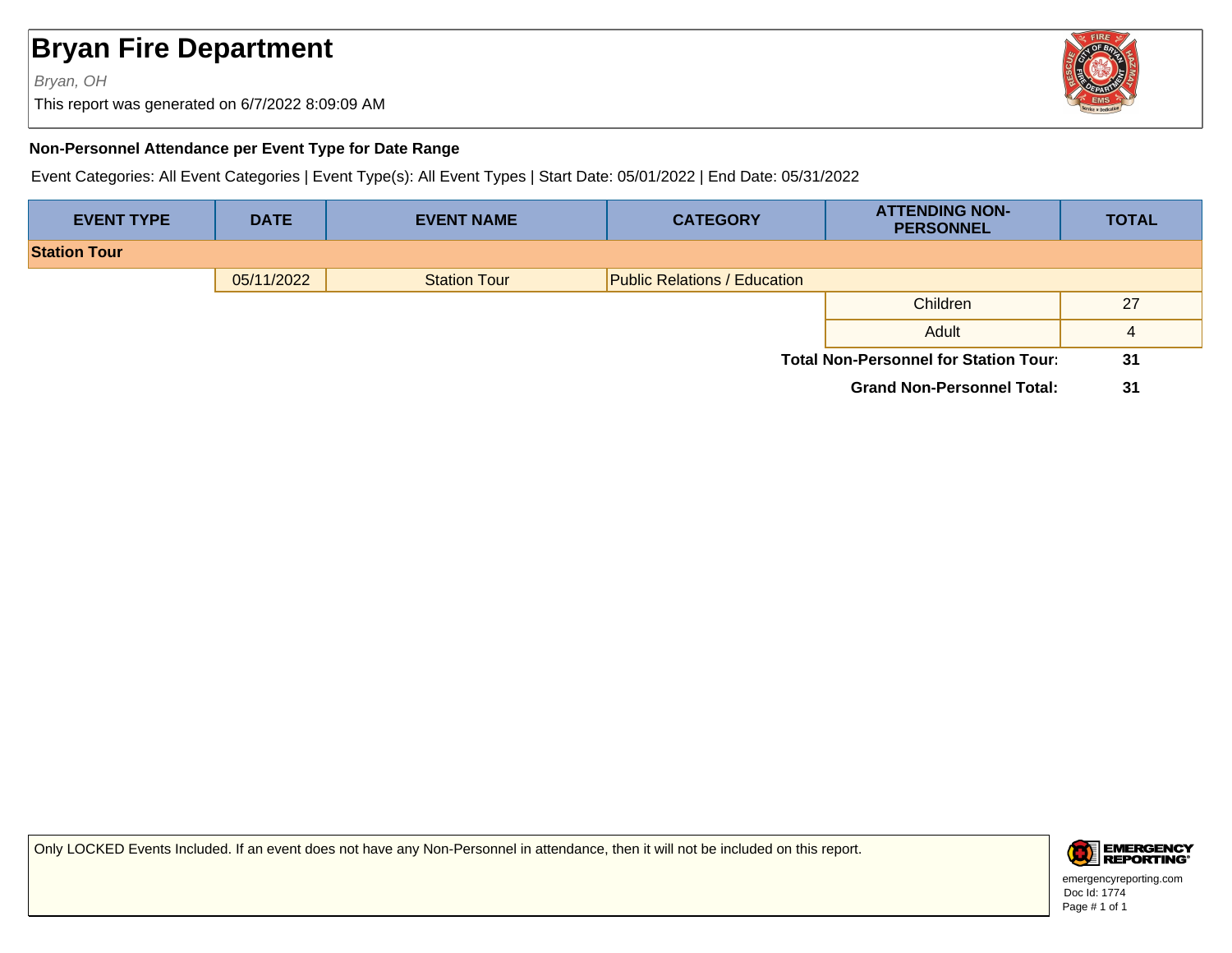# Bryan Fire Department

*Bryan, OH*

This report was generated on 6/7/2022 8:09:09 AM

**Non-Personnel Attendance per Event Type for Date Range**

Event Categories: All Event Categories | Event Type(s): All Event Types | Start Date: 05/01/2022 | End Date: 05/31/2022

| EVENT TYPE | DATE | EVENT NAME | CATEGORY | ATTENDING NON-PERSONNEL | TOTAL |
|---|---|---|---|---|---|
| **Station Tour** | | | | | |
| | 05/11/2022 | Station Tour | Public Relations / Education | | |
| | | | | Children | 27 |
| | | | | Adult | 4 |
| | | | | **Total Non-Personnel for Station Tour:** | **31** |
| | | | | **Grand Non-Personnel Total:** | **31** |

Only LOCKED Events Included. If an event does not have any Non-Personnel in attendance, then it will not be included on this report.

emergencyreporting.com
Doc Id: 1774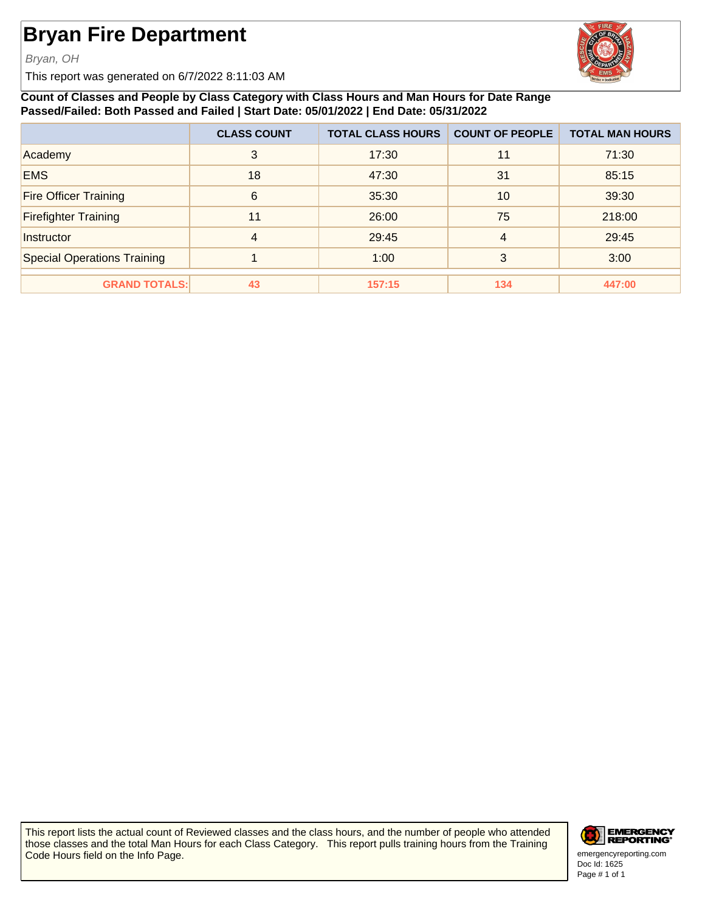# Bryan Fire Department

*Bryan, OH*

This report was generated on 6/7/2022 8:11:03 AM

**Count of Classes and People by Class Category with Class Hours and Man Hours for Date Range**
**Passed/Failed: Both Passed and Failed | Start Date: 05/01/2022 | End Date: 05/31/2022**

| | CLASS COUNT | TOTAL CLASS HOURS | COUNT OF PEOPLE | TOTAL MAN HOURS |
|---|---|---|---|---|
| Academy | 3 | 17:30 | 11 | 71:30 |
| EMS | 18 | 47:30 | 31 | 85:15 |
| Fire Officer Training | 6 | 35:30 | 10 | 39:30 |
| Firefighter Training | 11 | 26:00 | 75 | 218:00 |
| Instructor | 4 | 29:45 | 4 | 29:45 |
| Special Operations Training | 1 | 1:00 | 3 | 3:00 |
| **GRAND TOTALS:** | **43** | **157:15** | **134** | **447:00** |

This report lists the actual count of Reviewed classes and the class hours, and the number of people who attended those classes and the total Man Hours for each Class Category. This report pulls training hours from the Training Code Hours field on the Info Page.

emergencyreporting.com
Doc Id: 1625